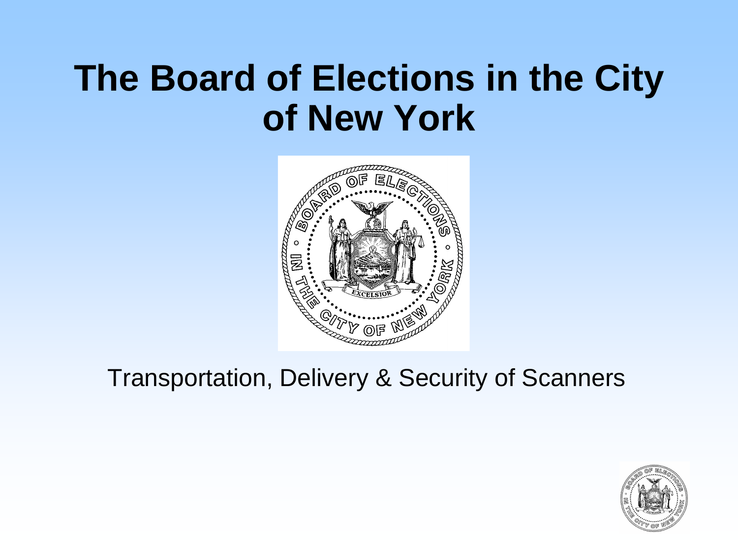# The Board of Elections in the City of New York

Transportation, Delivery & Security of Scanners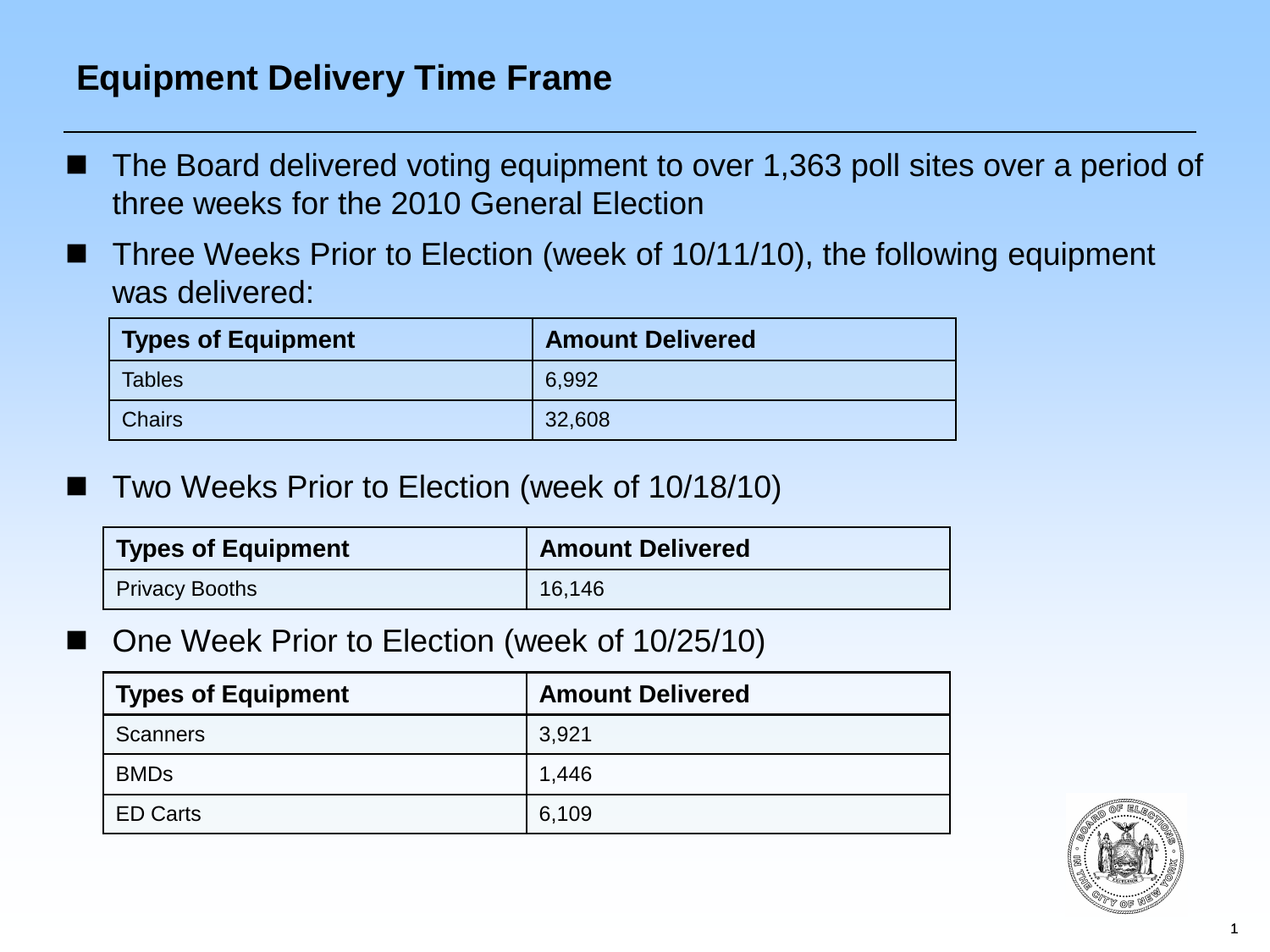## Equipment Delivery Time Frame

- The Board delivered voting equipment to over 1,363 poll sites over a period of three weeks for the 2010 General Election
- Three Weeks Prior to Election (week of 10/11/10), the following equipment was delivered:

| Types of Equipment | Amount Delivered |
| --- | --- |
| Tables | 6,992 |
| Chairs | 32,608 |

- Two Weeks Prior to Election (week of 10/18/10)

| Types of Equipment | Amount Delivered |
| --- | --- |
| Privacy Booths | 16,146 |

- One Week Prior to Election (week of 10/25/10)

| Types of Equipment | Amount Delivered |
| --- | --- |
| Scanners | 3,921 |
| BMDs | 1,446 |
| ED Carts | 6,109 |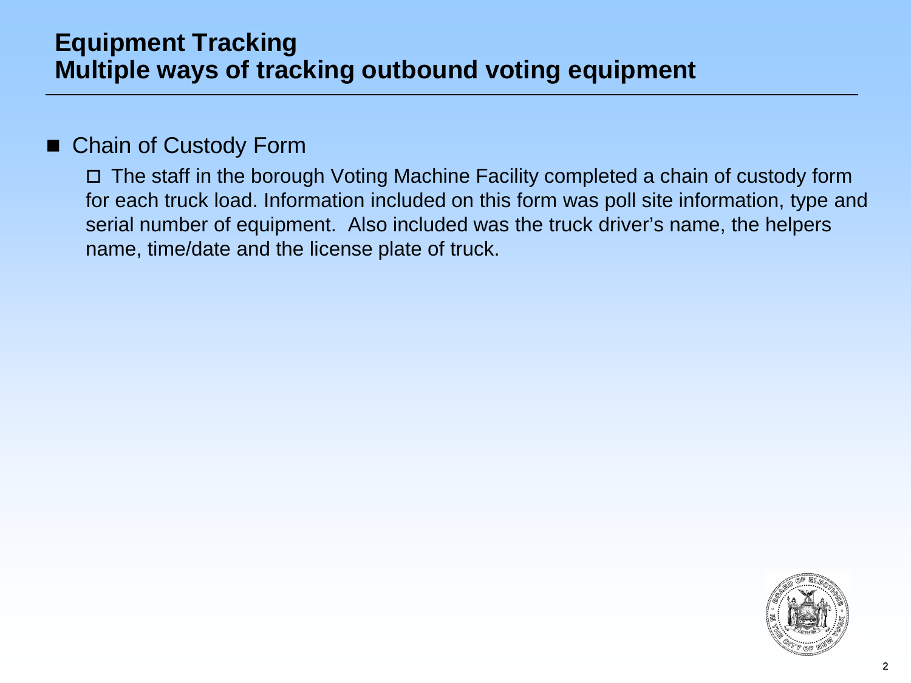# Equipment Tracking
# Multiple ways of tracking outbound voting equipment

- Chain of Custody Form
  - The staff in the borough Voting Machine Facility completed a chain of custody form for each truck load. Information included on this form was poll site information, type and serial number of equipment. Also included was the truck driver's name, the helpers name, time/date and the license plate of truck.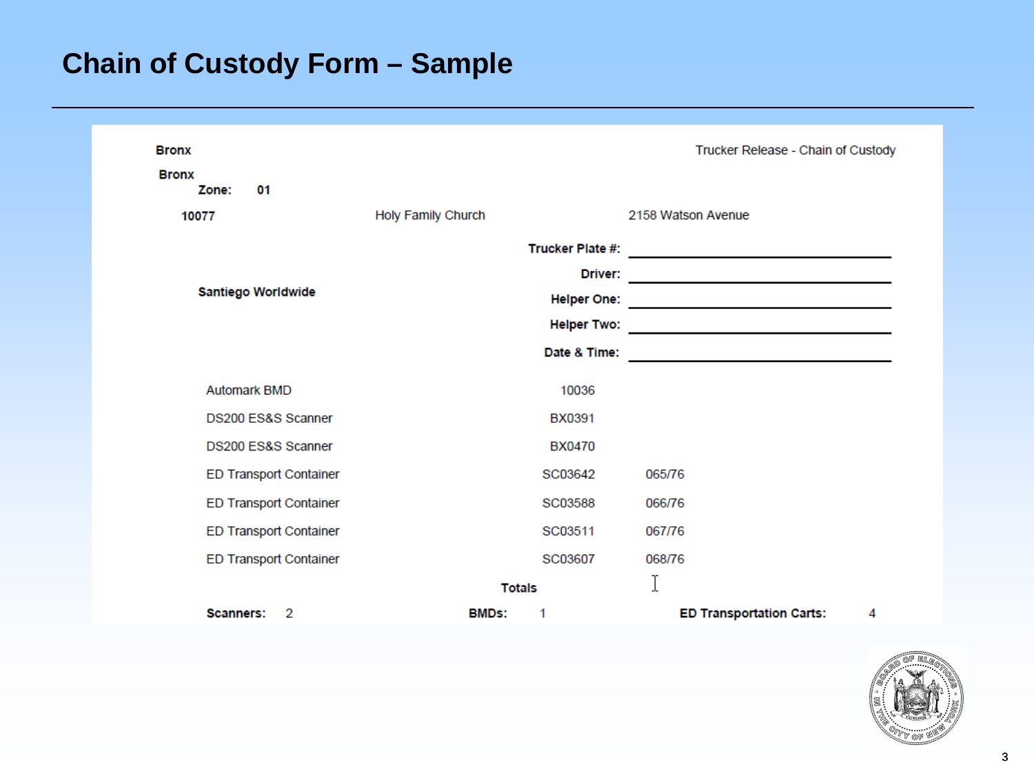# Chain of Custody Form – Sample

**Bronx** Trucker Release - Chain of Custody

**Bronx**
**Zone: 01**

**10077** Holy Family Church 2158 Watson Avenue

**Santiego Worldwide**

**Trucker Plate #:** ______________________

**Driver:** ______________________

**Helper One:** ______________________

**Helper Two:** ______________________

**Date & Time:** ______________________

| | | |
|---|---|---|
| Automark BMD | 10036 | |
| DS200 ES&S Scanner | BX0391 | |
| DS200 ES&S Scanner | BX0470 | |
| ED Transport Container | SC03642 | 065/76 |
| ED Transport Container | SC03588 | 066/76 |
| ED Transport Container | SC03511 | 067/76 |
| ED Transport Container | SC03607 | 068/76 |

**Totals**

**Scanners:** 2 **BMDs:** 1 **ED Transportation Carts:** 4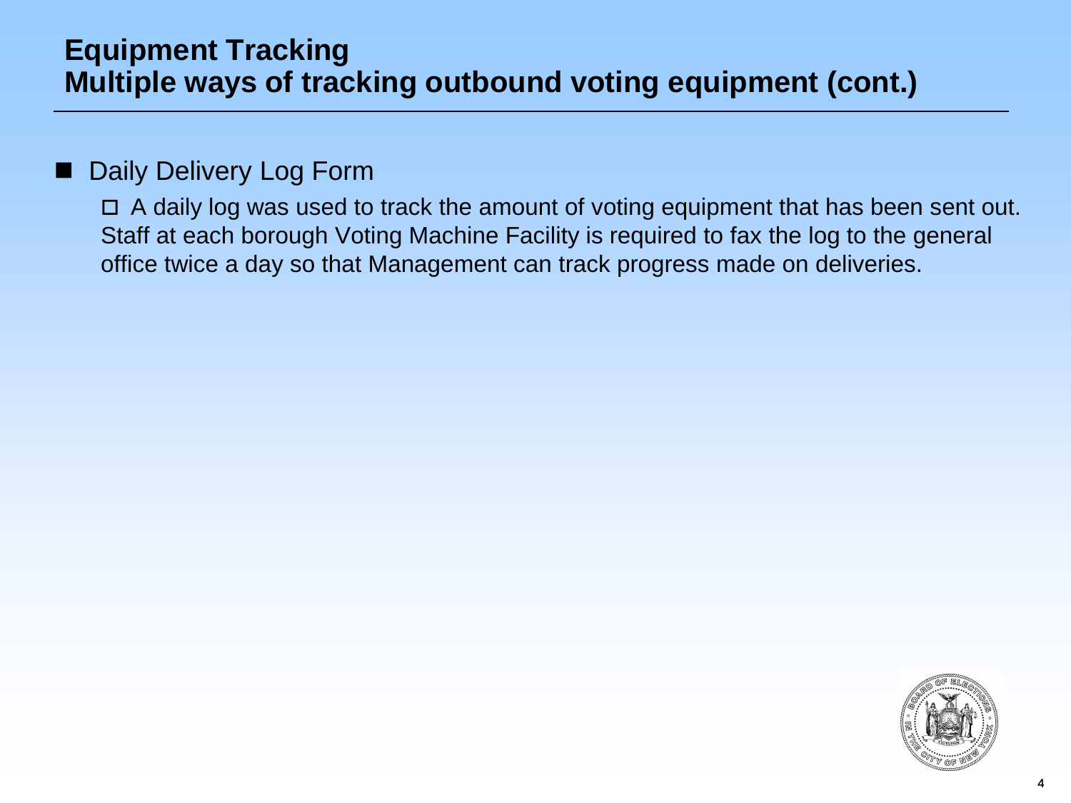## Equipment Tracking
## Multiple ways of tracking outbound voting equipment (cont.)

- Daily Delivery Log Form
  - A daily log was used to track the amount of voting equipment that has been sent out. Staff at each borough Voting Machine Facility is required to fax the log to the general office twice a day so that Management can track progress made on deliveries.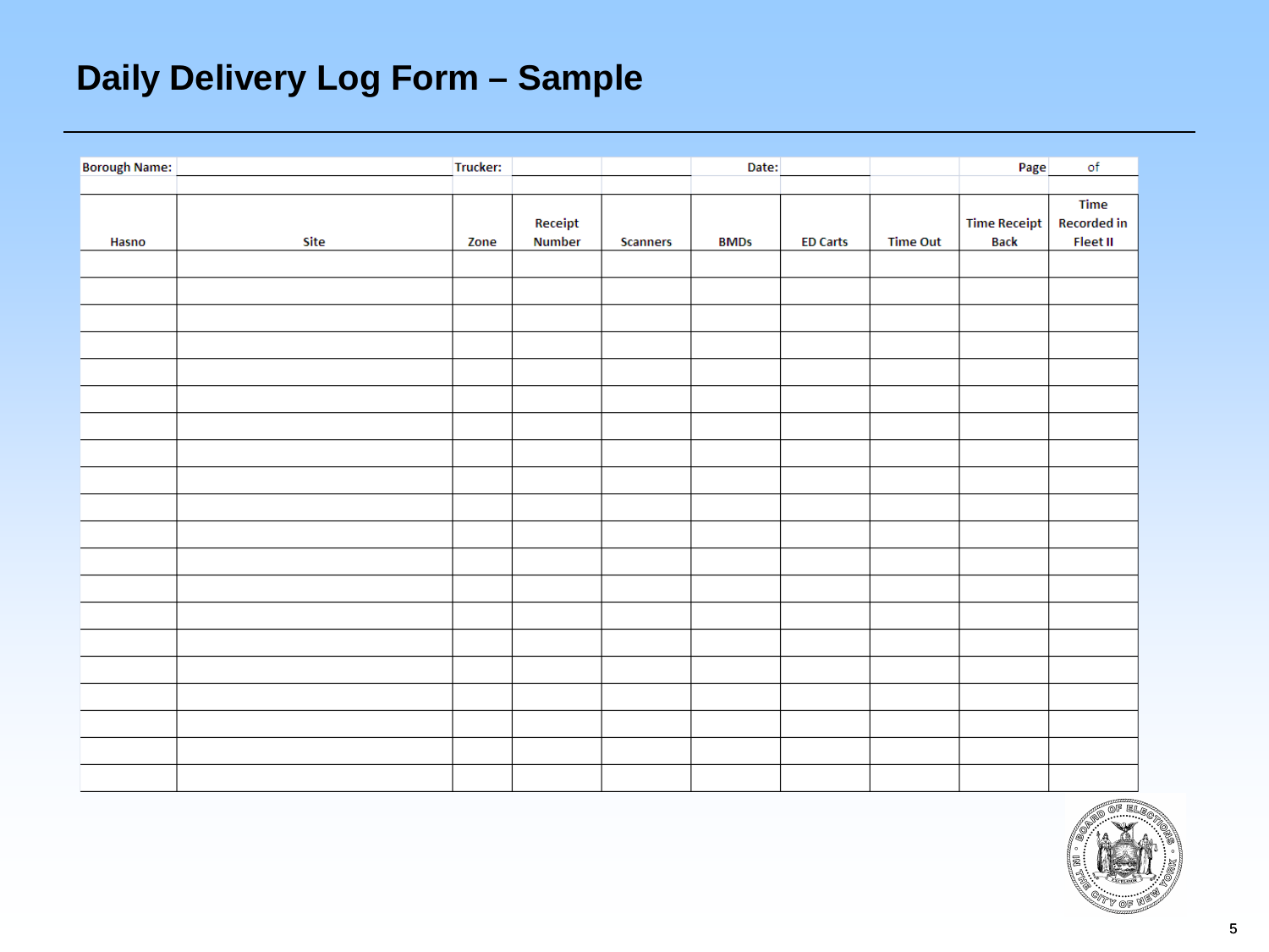# Daily Delivery Log Form – Sample

| Borough Name: | | Trucker: | | | Date: | | | Page | of |
|---|---|---|---|---|---|---|---|---|---|
| Hasno | Site | Zone | Receipt Number | Scanners | BMDs | ED Carts | Time Out | Time Receipt Back | Time Recorded in Fleet II |
| | | | | | | | | | |
| | | | | | | | | | |
| | | | | | | | | | |
| | | | | | | | | | |
| | | | | | | | | | |
| | | | | | | | | | |
| | | | | | | | | | |
| | | | | | | | | | |
| | | | | | | | | | |
| | | | | | | | | | |
| | | | | | | | | | |
| | | | | | | | | | |
| | | | | | | | | | |
| | | | | | | | | | |
| | | | | | | | | | |
| | | | | | | | | | |
| | | | | | | | | | |
| | | | | | | | | | |
| | | | | | | | | | |
| | | | | | | | | | |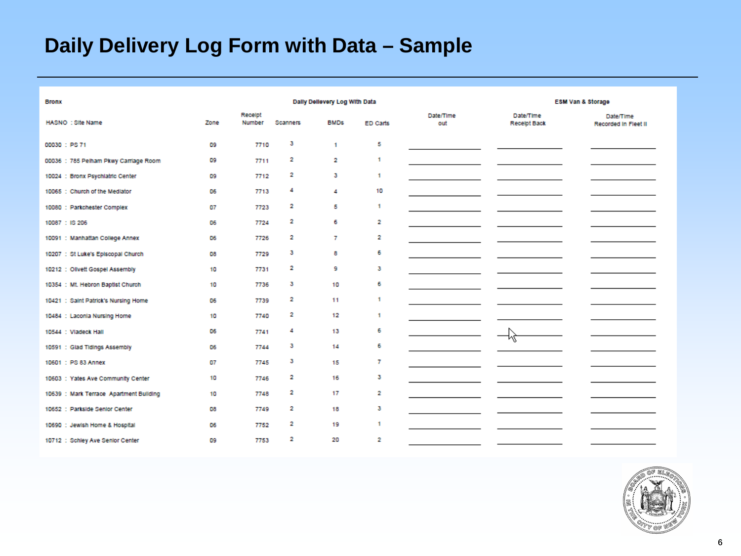# Daily Delivery Log Form with Data – Sample

**Bronx** | **Daily Dellevery Log With Data** | **ESM Van & Storage**

| HASNO : Site Name | Zone | Receipt Number | Scanners | BMDs | ED Carts | Date/Time out | Date/Time Receipt Back | Date/Time Recorded in Fleet II |
|---|---|---|---|---|---|---|---|---|
| 00030 : PS 71 | 09 | 7710 | 3 | 1 | 5 | | | |
| 00036 : 785 Pelham Pkwy Carriage Room | 09 | 7711 | 2 | 2 | 1 | | | |
| 10024 : Bronx Psychiatric Center | 09 | 7712 | 2 | 3 | 1 | | | |
| 10065 : Church of the Mediator | 06 | 7713 | 4 | 4 | 10 | | | |
| 10080 : Parkchester Complex | 07 | 7723 | 2 | 5 | 1 | | | |
| 10087 : IS 206 | 06 | 7724 | 2 | 6 | 2 | | | |
| 10091 : Manhattan College Annex | 06 | 7726 | 2 | 7 | 2 | | | |
| 10207 : St Luke's Episcopal Church | 08 | 7729 | 3 | 8 | 6 | | | |
| 10212 : Olivett Gospel Assembly | 10 | 7731 | 2 | 9 | 3 | | | |
| 10354 : Mt. Hebron Baptist Church | 10 | 7736 | 3 | 10 | 6 | | | |
| 10421 : Saint Patrick's Nursing Home | 06 | 7739 | 2 | 11 | 1 | | | |
| 10484 : Laconia Nursing Home | 10 | 7740 | 2 | 12 | 1 | | | |
| 10544 : Vladeck Hall | 06 | 7741 | 4 | 13 | 6 | | | |
| 10591 : Glad Tidings Assembly | 06 | 7744 | 3 | 14 | 6 | | | |
| 10601 : PS 83 Annex | 07 | 7745 | 3 | 15 | 7 | | | |
| 10603 : Yates Ave Community Center | 10 | 7746 | 2 | 16 | 3 | | | |
| 10639 : Mark Terrace Apartment Building | 10 | 7748 | 2 | 17 | 2 | | | |
| 10652 : Parkside Senior Center | 08 | 7749 | 2 | 18 | 3 | | | |
| 10690 : Jewish Home & Hospital | 06 | 7752 | 2 | 19 | 1 | | | |
| 10712 : Schley Ave Senior Center | 09 | 7753 | 2 | 20 | 2 | | | |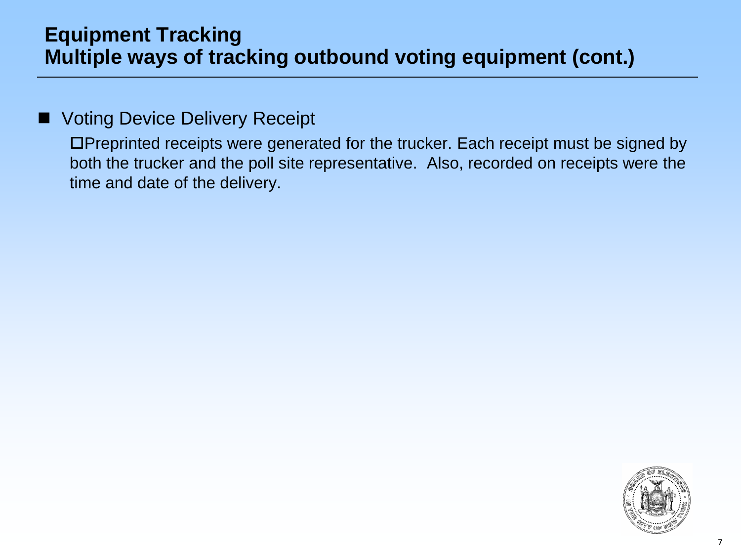## Equipment Tracking
## Multiple ways of tracking outbound voting equipment (cont.)

- Voting Device Delivery Receipt
  - Preprinted receipts were generated for the trucker. Each receipt must be signed by both the trucker and the poll site representative. Also, recorded on receipts were the time and date of the delivery.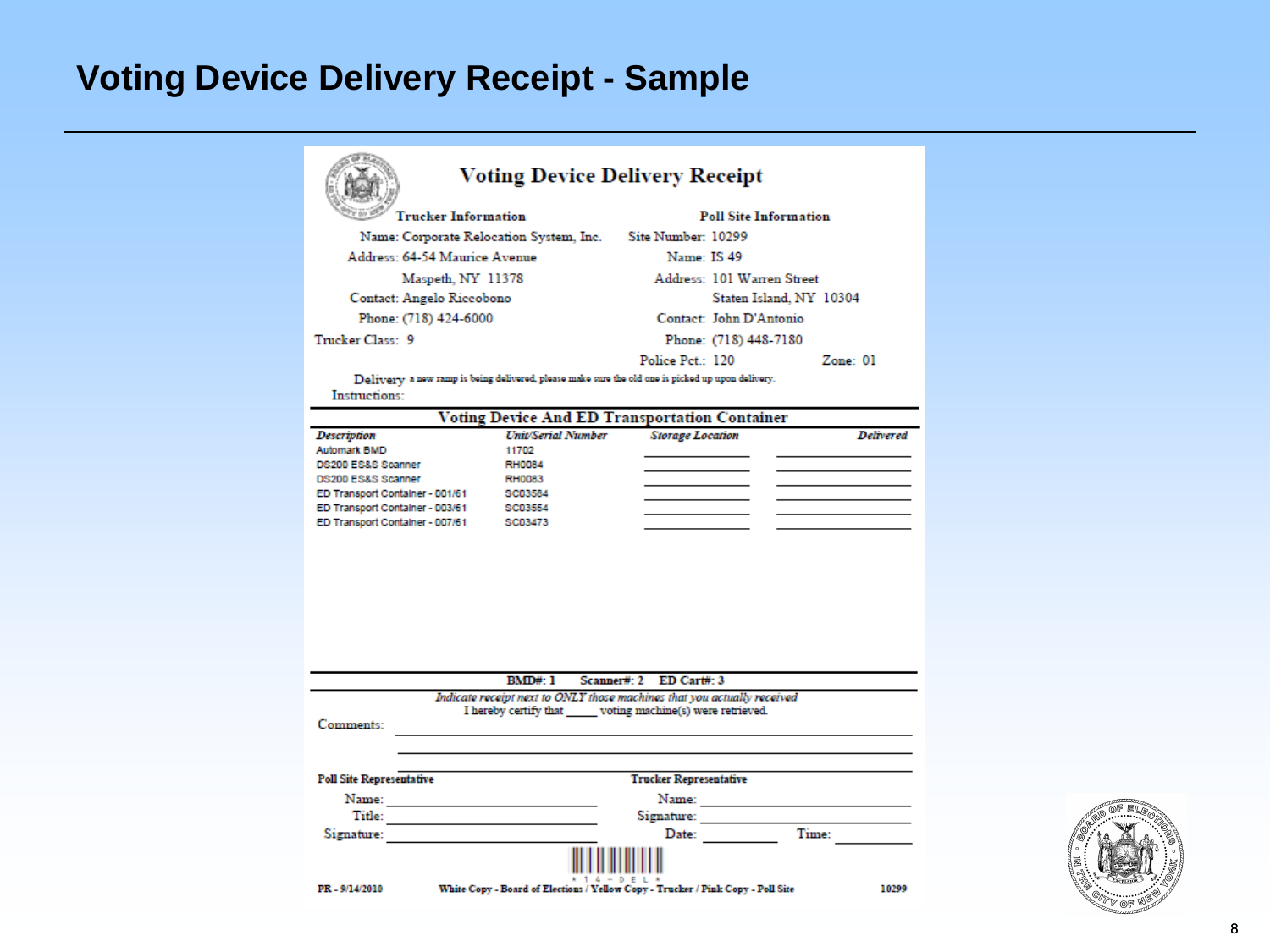# Voting Device Delivery Receipt - Sample

## Voting Device Delivery Receipt

**Trucker Information**

Name: Corporate Relocation System, Inc.
Address: 64-54 Maurice Avenue
Maspeth, NY 11378
Contact: Angelo Riccobono
Phone: (718) 424-6000
Trucker Class: 9

**Poll Site Information**

Site Number: 10299
Name: IS 49
Address: 101 Warren Street
Staten Island, NY 10304
Contact: John D'Antonio
Phone: (718) 448-7180
Police Pct.: 120 Zone: 01

Delivery Instructions: a new ramp is being delivered, please make sure the old one is picked up upon delivery.

**Voting Device And ED Transportation Container**

| *Description* | *Unit/Serial Number* | *Storage Location* | *Delivered* |
|---|---|---|---|
| Automark BMD | 11702 | ____________ | ____________ |
| DS200 ES&S Scanner | RH0084 | ____________ | ____________ |
| DS200 ES&S Scanner | RH0083 | ____________ | ____________ |
| ED Transport Container - 001/61 | SC03584 | ____________ | ____________ |
| ED Transport Container - 003/61 | SC03554 | ____________ | ____________ |
| ED Transport Container - 007/61 | SC03473 | ____________ | ____________ |

**BMD#: 1 Scanner#: 2 ED Cart#: 3**

*Indicate receipt next to ONLY those machines that you actually received*

I hereby certify that _____ voting machine(s) were retrieved.

Comments: ____________________________________________

**Poll Site Representative**

Name: ____________________
Title: ____________________
Signature: ____________________

**Trucker Representative**

Name: ____________________
Signature: ____________________
Date: __________ Time: __________

\* 1 4 - D E L \*

PR - 9/14/2010 **White Copy - Board of Elections / Yellow Copy - Trucker / Pink Copy - Poll Site** 10299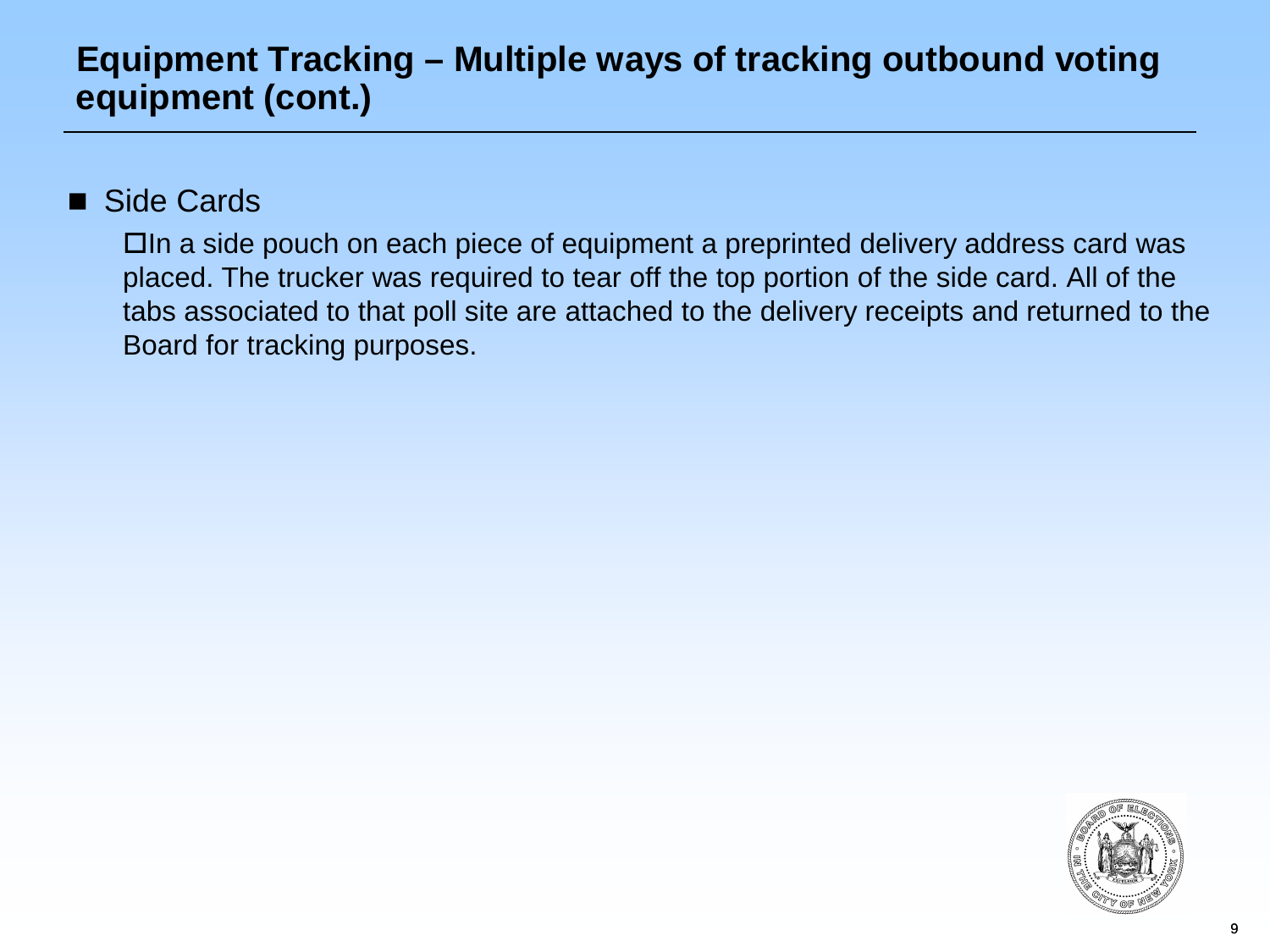## Equipment Tracking – Multiple ways of tracking outbound voting equipment (cont.)

- Side Cards
  - In a side pouch on each piece of equipment a preprinted delivery address card was placed. The trucker was required to tear off the top portion of the side card. All of the tabs associated to that poll site are attached to the delivery receipts and returned to the Board for tracking purposes.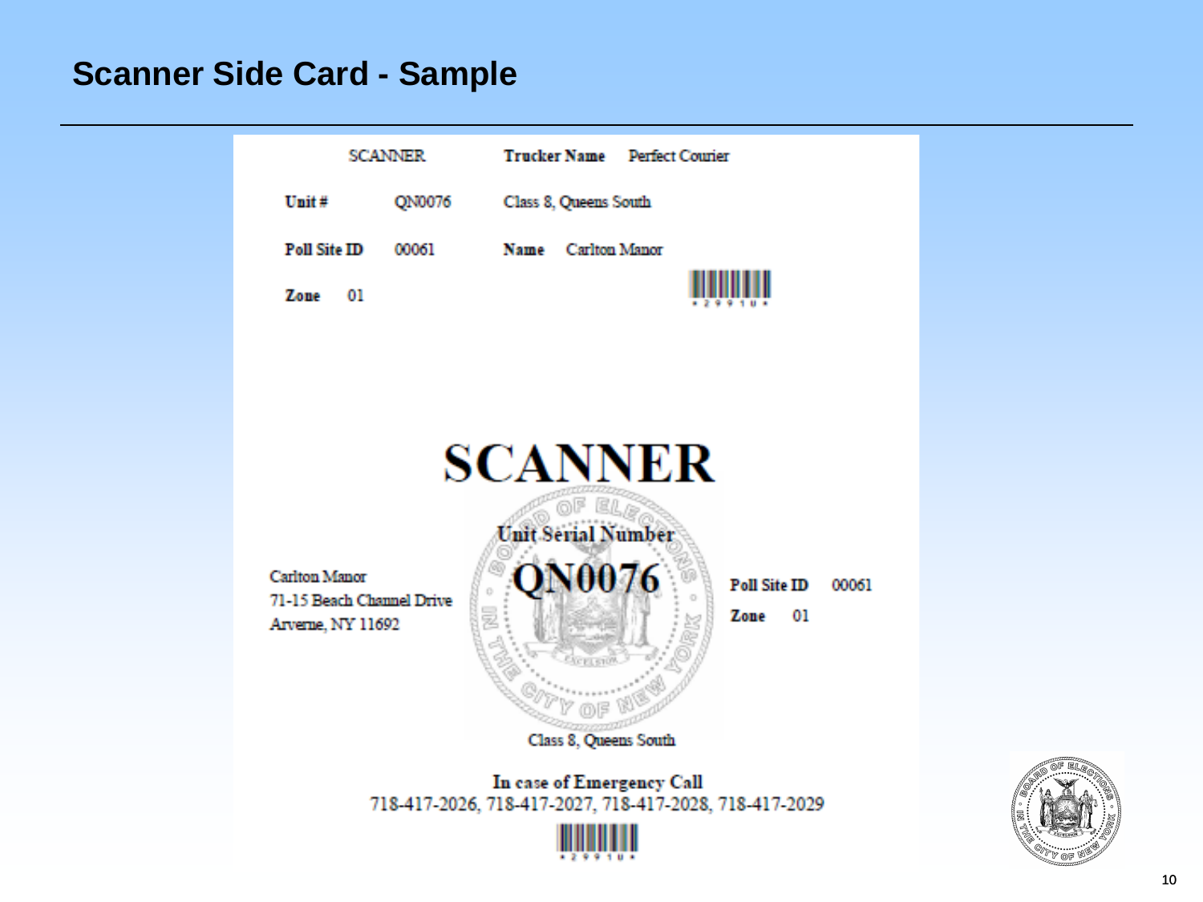# Scanner Side Card - Sample

| SCANNER | | Trucker Name | Perfect Courier |
|---|---|---|---|
| Unit # | QN0076 | Class 8, Queens South | |
| Poll Site ID | 00061 | Name | Carlton Manor |
| Zone | 01 | | |

*2991U*

# SCANNER

**Unit Serial Number**

## QN0076

Carlton Manor
71-15 Beach Channel Drive
Arverne, NY 11692

**Poll Site ID** 00061

**Zone** 01

Class 8, Queens South

**In case of Emergency Call**
718-417-2026, 718-417-2027, 718-417-2028, 718-417-2029

*2991U*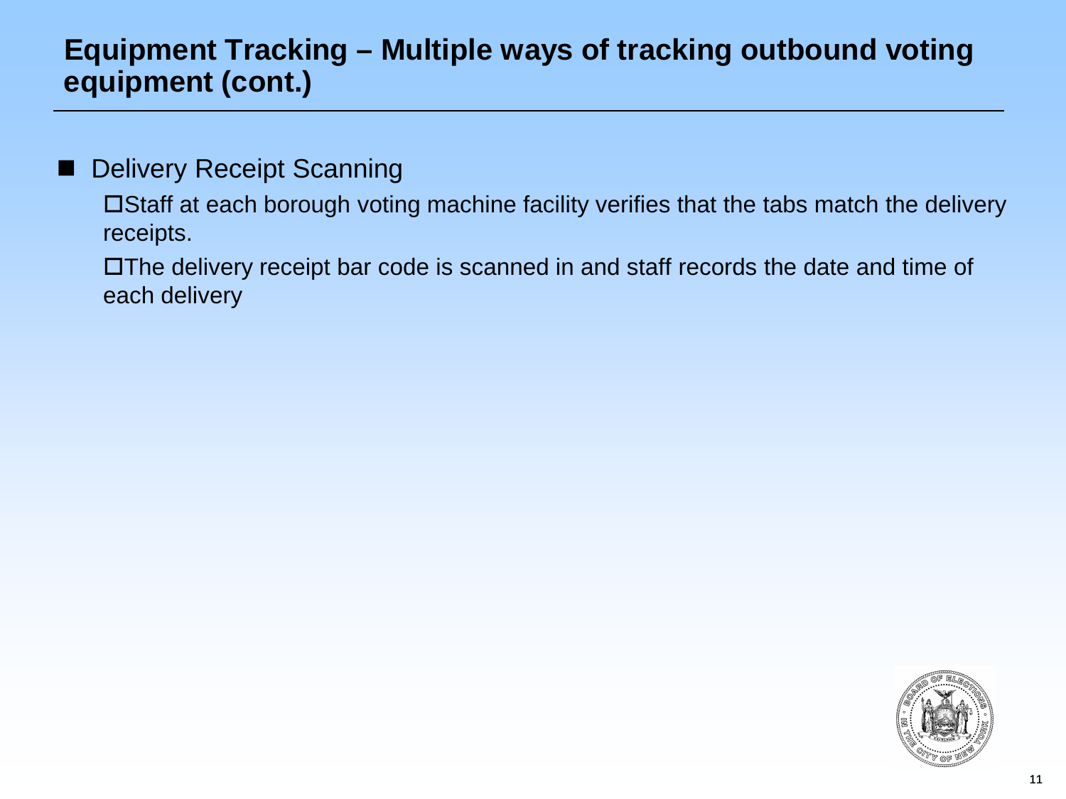## Equipment Tracking – Multiple ways of tracking outbound voting equipment (cont.)

- Delivery Receipt Scanning
  - Staff at each borough voting machine facility verifies that the tabs match the delivery receipts.
  - The delivery receipt bar code is scanned in and staff records the date and time of each delivery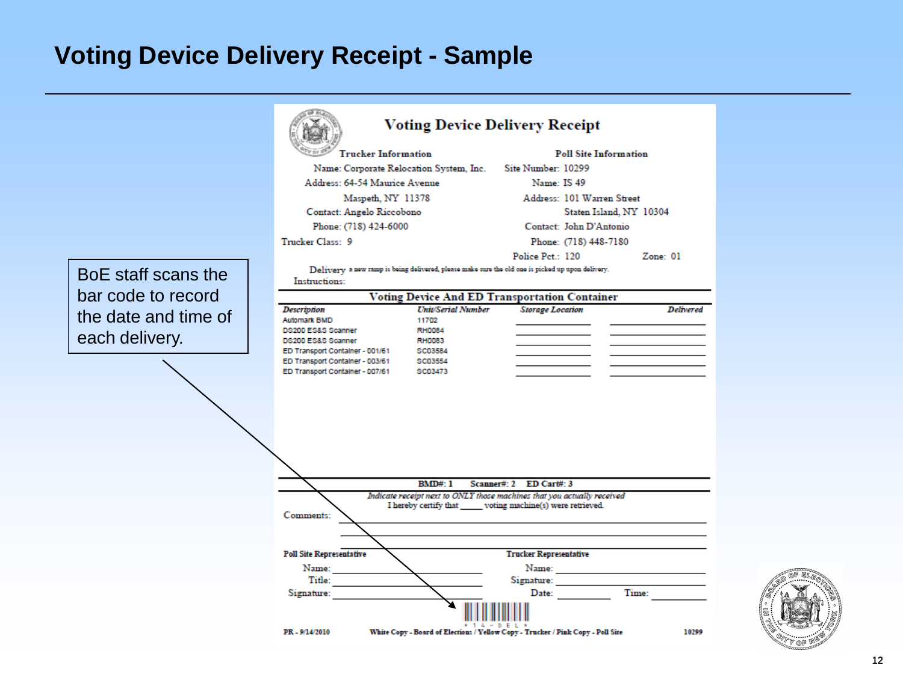# Voting Device Delivery Receipt - Sample

BoE staff scans the bar code to record the date and time of each delivery.

## Voting Device Delivery Receipt

| Trucker Information | | Poll Site Information | |
|---|---|---|---|
| Name: | Corporate Relocation System, Inc. | Site Number: | 10299 |
| Address: | 64-54 Maurice Avenue | Name: | IS 49 |
| | Maspeth, NY 11378 | Address: | 101 Warren Street |
| Contact: | Angelo Riccobono | | Staten Island, NY 10304 |
| Phone: | (718) 424-6000 | Contact: | John D'Antonio |
| Trucker Class: | 9 | Phone: | (718) 448-7180 |
| | | Police Pct.: | 120 |
| | | Zone: | 01 |

Delivery Instructions: a new ramp is being delivered, please make sure the old one is picked up upon delivery.

### Voting Device And ED Transportation Container

| *Description* | *Unit/Serial Number* | *Storage Location* | *Delivered* |
|---|---|---|---|
| Automark BMD | 11702 | | |
| DS200 ES&S Scanner | RH0084 | | |
| DS200 ES&S Scanner | RH0083 | | |
| ED Transport Container - 001/61 | SC03584 | | |
| ED Transport Container - 003/61 | SC03554 | | |
| ED Transport Container - 007/61 | SC03473 | | |

**BMD#: 1 Scanner#: 2 ED Cart#: 3**

*Indicate receipt next to ONLY those machines that you actually received*

I hereby certify that _____ voting machine(s) were retrieved.

Comments:

**Poll Site Representative**

Name:

Title:

Signature:

**Trucker Representative**

Name:

Signature:

Date: Time:

\* 1 4 - D E L \*

PR - 9/14/2010 White Copy - Board of Elections / Yellow Copy - Trucker / Pink Copy - Poll Site 10299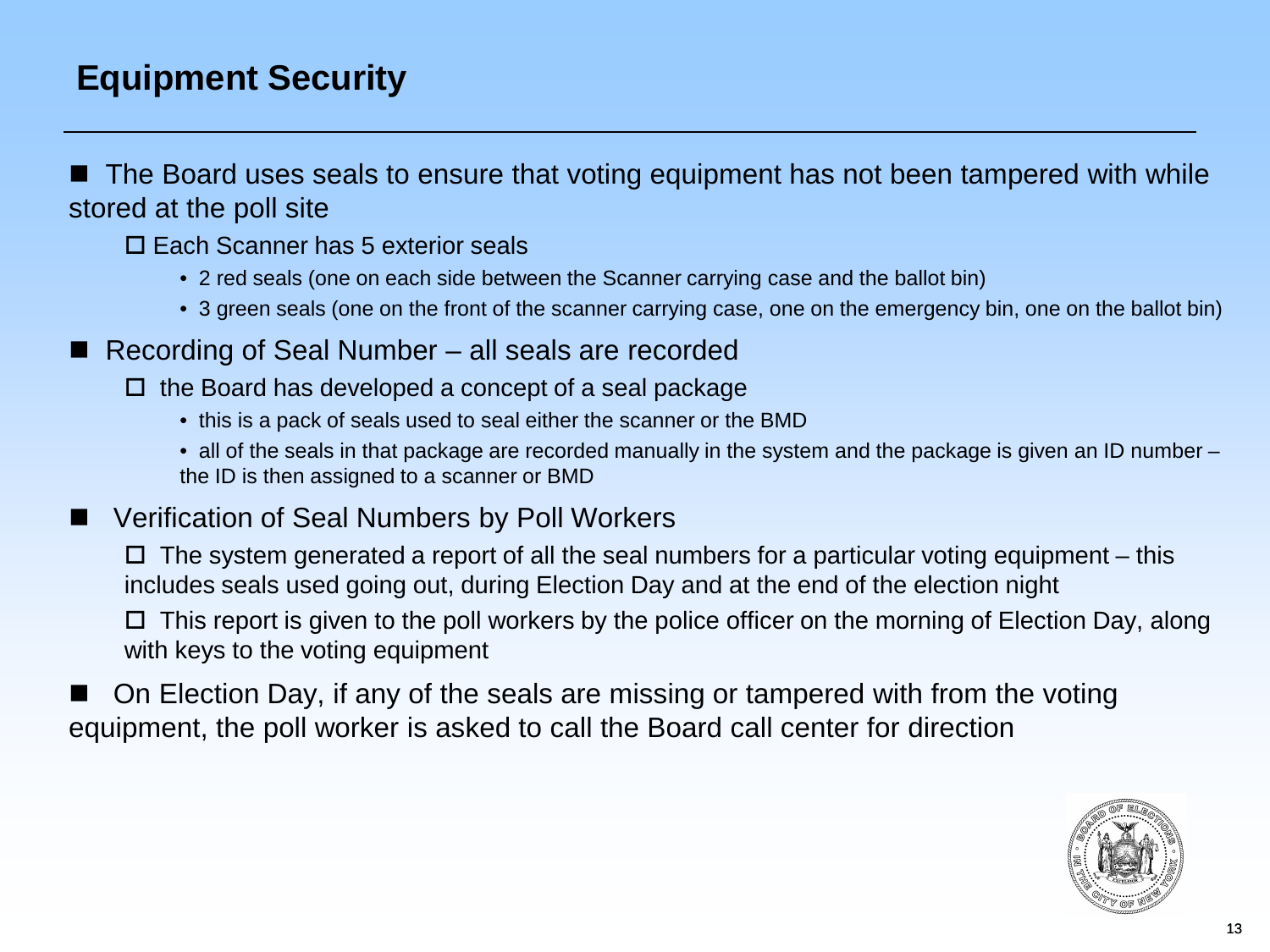# Equipment Security

- The Board uses seals to ensure that voting equipment has not been tampered with while stored at the poll site
  - Each Scanner has 5 exterior seals
    - 2 red seals (one on each side between the Scanner carrying case and the ballot bin)
    - 3 green seals (one on the front of the scanner carrying case, one on the emergency bin, one on the ballot bin)
- Recording of Seal Number – all seals are recorded
  - the Board has developed a concept of a seal package
    - this is a pack of seals used to seal either the scanner or the BMD
    - all of the seals in that package are recorded manually in the system and the package is given an ID number – the ID is then assigned to a scanner or BMD
- Verification of Seal Numbers by Poll Workers
  - The system generated a report of all the seal numbers for a particular voting equipment – this includes seals used going out, during Election Day and at the end of the election night
  - This report is given to the poll workers by the police officer on the morning of Election Day, along with keys to the voting equipment
- On Election Day, if any of the seals are missing or tampered with from the voting equipment, the poll worker is asked to call the Board call center for direction